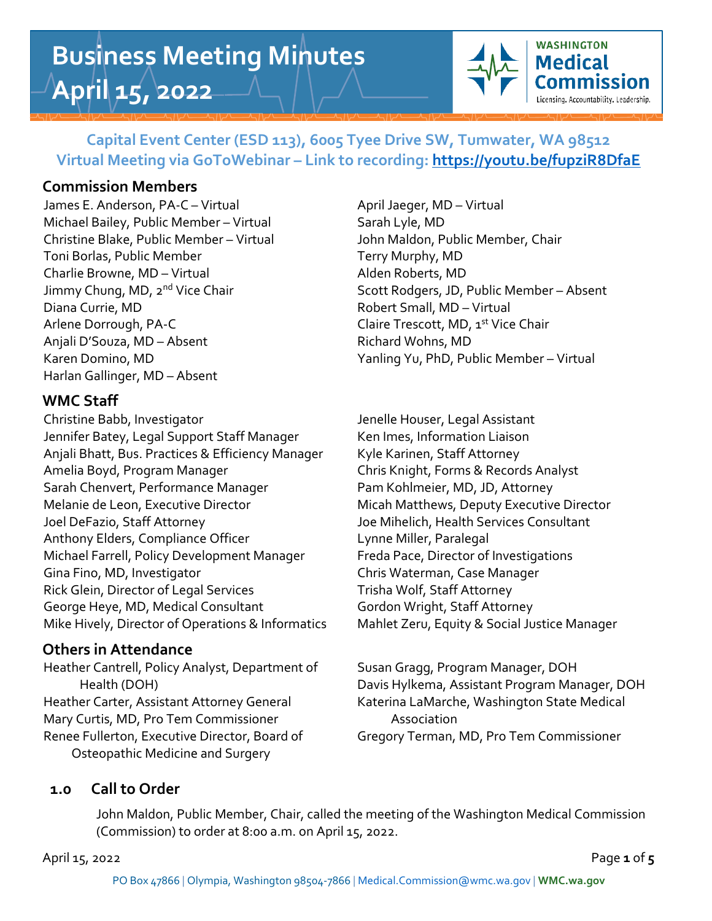# Business Meeting Minutes April 15, 2022

**Washington Medical Commission** — Licensing. Accountability. Leadership.

**Capital Event Center (ESD 113), 6005 Tyee Drive SW, Tumwater, WA 98512**
**Virtual Meeting via GoToWebinar – Link to recording: [https://youtu.be/fupziR8DfaE](https://youtu.be/fupziR8DfaE)**

## Commission Members

James E. Anderson, PA-C – Virtual
Michael Bailey, Public Member – Virtual
Christine Blake, Public Member – Virtual
Toni Borlas, Public Member
Charlie Browne, MD – Virtual
Jimmy Chung, MD, 2nd Vice Chair
Diana Currie, MD
Arlene Dorrough, PA-C
Anjali D'Souza, MD – Absent
Karen Domino, MD
Harlan Gallinger, MD – Absent
April Jaeger, MD – Virtual
Sarah Lyle, MD
John Maldon, Public Member, Chair
Terry Murphy, MD
Alden Roberts, MD
Scott Rodgers, JD, Public Member – Absent
Robert Small, MD – Virtual
Claire Trescott, MD, 1st Vice Chair
Richard Wohns, MD
Yanling Yu, PhD, Public Member – Virtual

## WMC Staff

Christine Babb, Investigator
Jennifer Batey, Legal Support Staff Manager
Anjali Bhatt, Bus. Practices & Efficiency Manager
Amelia Boyd, Program Manager
Sarah Chenvert, Performance Manager
Melanie de Leon, Executive Director
Joel DeFazio, Staff Attorney
Anthony Elders, Compliance Officer
Michael Farrell, Policy Development Manager
Gina Fino, MD, Investigator
Rick Glein, Director of Legal Services
George Heye, MD, Medical Consultant
Mike Hively, Director of Operations & Informatics
Jenelle Houser, Legal Assistant
Ken Imes, Information Liaison
Kyle Karinen, Staff Attorney
Chris Knight, Forms & Records Analyst
Pam Kohlmeier, MD, JD, Attorney
Micah Matthews, Deputy Executive Director
Joe Mihelich, Health Services Consultant
Lynne Miller, Paralegal
Freda Pace, Director of Investigations
Chris Waterman, Case Manager
Trisha Wolf, Staff Attorney
Gordon Wright, Staff Attorney
Mahlet Zeru, Equity & Social Justice Manager

## Others in Attendance

Heather Cantrell, Policy Analyst, Department of Health (DOH)
Heather Carter, Assistant Attorney General
Mary Curtis, MD, Pro Tem Commissioner
Renee Fullerton, Executive Director, Board of Osteopathic Medicine and Surgery
Susan Gragg, Program Manager, DOH
Davis Hylkema, Assistant Program Manager, DOH
Katerina LaMarche, Washington State Medical Association
Gregory Terman, MD, Pro Tem Commissioner

## 1.0 Call to Order

John Maldon, Public Member, Chair, called the meeting of the Washington Medical Commission (Commission) to order at 8:00 a.m. on April 15, 2022.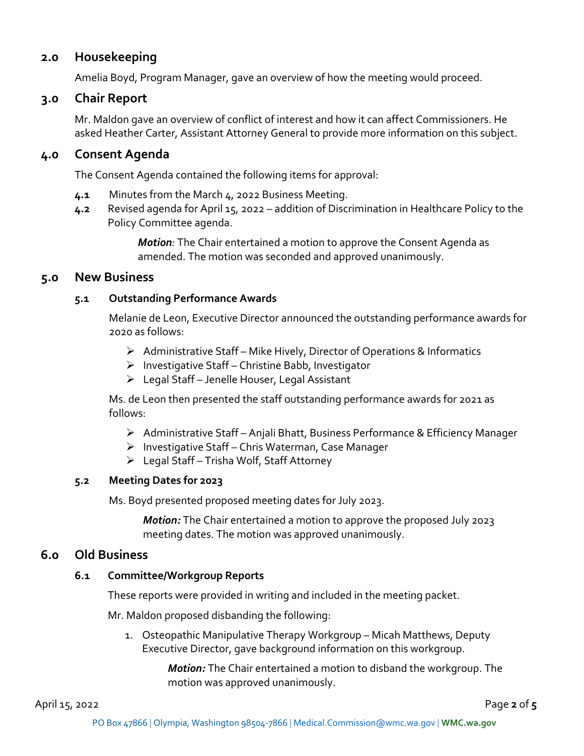## 2.0 Housekeeping

Amelia Boyd, Program Manager, gave an overview of how the meeting would proceed.

## 3.0 Chair Report

Mr. Maldon gave an overview of conflict of interest and how it can affect Commissioners. He asked Heather Carter, Assistant Attorney General to provide more information on this subject.

## 4.0 Consent Agenda

The Consent Agenda contained the following items for approval:

**4.1** Minutes from the March 4, 2022 Business Meeting.

**4.2** Revised agenda for April 15, 2022 – addition of Discrimination in Healthcare Policy to the Policy Committee agenda.

> ***Motion***: The Chair entertained a motion to approve the Consent Agenda as amended. The motion was seconded and approved unanimously.

## 5.0 New Business

### 5.1 Outstanding Performance Awards

Melanie de Leon, Executive Director announced the outstanding performance awards for 2020 as follows:

- Administrative Staff – Mike Hively, Director of Operations & Informatics
- Investigative Staff – Christine Babb, Investigator
- Legal Staff – Jenelle Houser, Legal Assistant

Ms. de Leon then presented the staff outstanding performance awards for 2021 as follows:

- Administrative Staff – Anjali Bhatt, Business Performance & Efficiency Manager
- Investigative Staff – Chris Waterman, Case Manager
- Legal Staff – Trisha Wolf, Staff Attorney

### 5.2 Meeting Dates for 2023

Ms. Boyd presented proposed meeting dates for July 2023.

> ***Motion:*** The Chair entertained a motion to approve the proposed July 2023 meeting dates. The motion was approved unanimously.

## 6.0 Old Business

### 6.1 Committee/Workgroup Reports

These reports were provided in writing and included in the meeting packet.

Mr. Maldon proposed disbanding the following:

1. Osteopathic Manipulative Therapy Workgroup – Micah Matthews, Deputy Executive Director, gave background information on this workgroup.

   > ***Motion:*** The Chair entertained a motion to disband the workgroup. The motion was approved unanimously.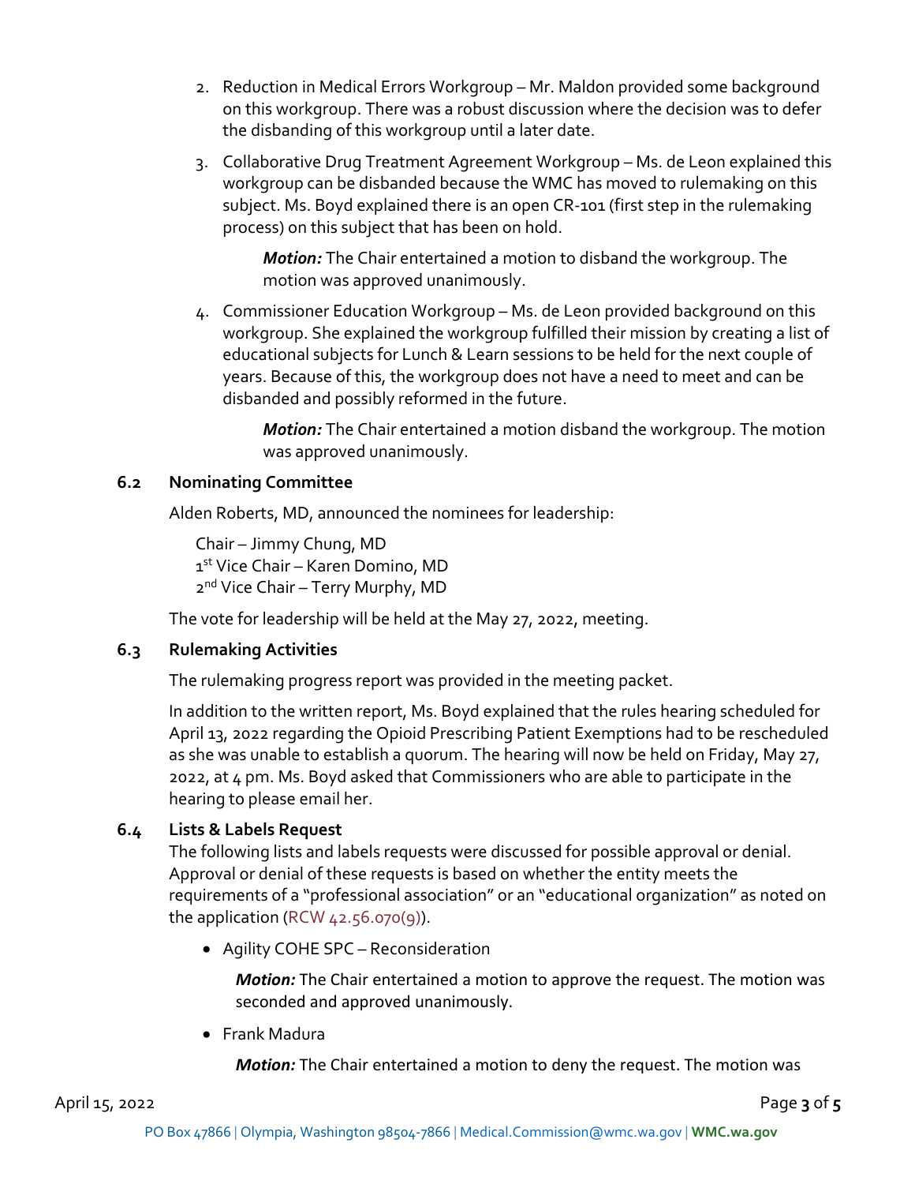2. Reduction in Medical Errors Workgroup – Mr. Maldon provided some background on this workgroup. There was a robust discussion where the decision was to defer the disbanding of this workgroup until a later date.

3. Collaborative Drug Treatment Agreement Workgroup – Ms. de Leon explained this workgroup can be disbanded because the WMC has moved to rulemaking on this subject. Ms. Boyd explained there is an open CR-101 (first step in the rulemaking process) on this subject that has been on hold.

   ***Motion:*** The Chair entertained a motion to disband the workgroup. The motion was approved unanimously.

4. Commissioner Education Workgroup – Ms. de Leon provided background on this workgroup. She explained the workgroup fulfilled their mission by creating a list of educational subjects for Lunch & Learn sessions to be held for the next couple of years. Because of this, the workgroup does not have a need to meet and can be disbanded and possibly reformed in the future.

   ***Motion:*** The Chair entertained a motion disband the workgroup. The motion was approved unanimously.

### 6.2 Nominating Committee

Alden Roberts, MD, announced the nominees for leadership:

Chair – Jimmy Chung, MD
1st Vice Chair – Karen Domino, MD
2nd Vice Chair – Terry Murphy, MD

The vote for leadership will be held at the May 27, 2022, meeting.

### 6.3 Rulemaking Activities

The rulemaking progress report was provided in the meeting packet.

In addition to the written report, Ms. Boyd explained that the rules hearing scheduled for April 13, 2022 regarding the Opioid Prescribing Patient Exemptions had to be rescheduled as she was unable to establish a quorum. The hearing will now be held on Friday, May 27, 2022, at 4 pm. Ms. Boyd asked that Commissioners who are able to participate in the hearing to please email her.

### 6.4 Lists & Labels Request

The following lists and labels requests were discussed for possible approval or denial. Approval or denial of these requests is based on whether the entity meets the requirements of a "professional association" or an "educational organization" as noted on the application (RCW 42.56.070(9)).

- Agility COHE SPC – Reconsideration

  ***Motion:*** The Chair entertained a motion to approve the request. The motion was seconded and approved unanimously.

- Frank Madura

  ***Motion:*** The Chair entertained a motion to deny the request. The motion was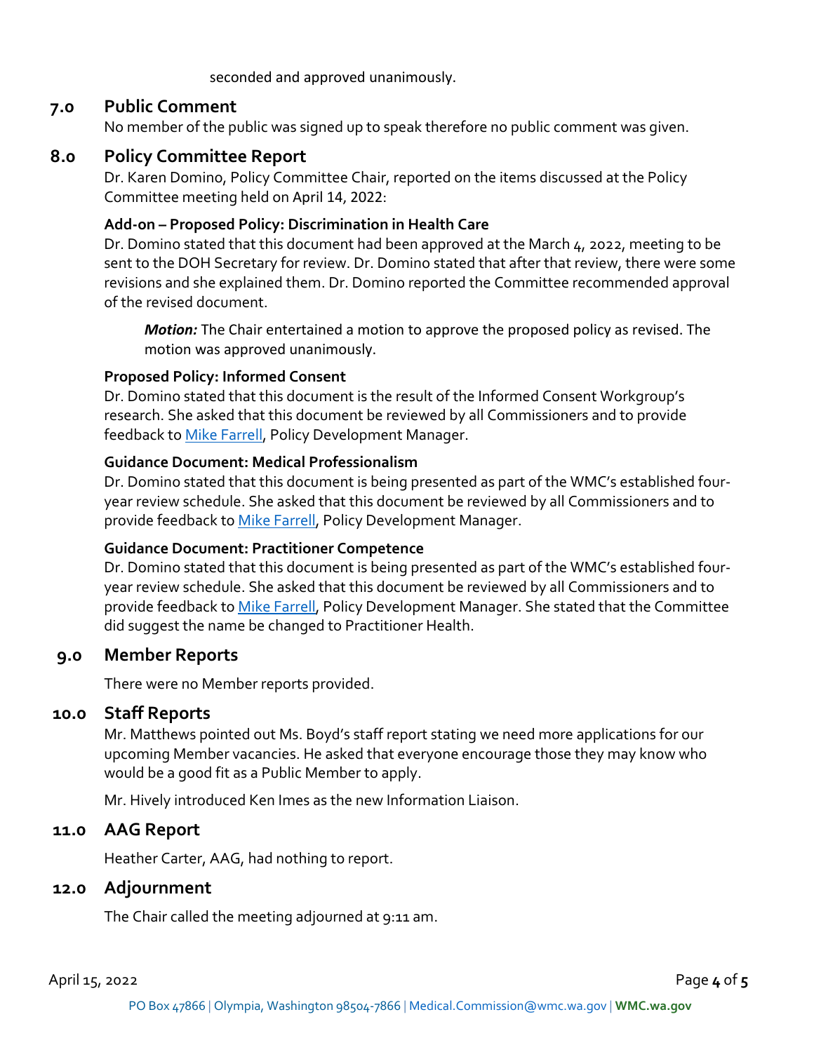seconded and approved unanimously.

## 7.0 Public Comment

No member of the public was signed up to speak therefore no public comment was given.

## 8.0 Policy Committee Report

Dr. Karen Domino, Policy Committee Chair, reported on the items discussed at the Policy Committee meeting held on April 14, 2022:

### Add-on – Proposed Policy: Discrimination in Health Care

Dr. Domino stated that this document had been approved at the March 4, 2022, meeting to be sent to the DOH Secretary for review. Dr. Domino stated that after that review, there were some revisions and she explained them. Dr. Domino reported the Committee recommended approval of the revised document.

> ***Motion:*** The Chair entertained a motion to approve the proposed policy as revised. The motion was approved unanimously.

### Proposed Policy: Informed Consent

Dr. Domino stated that this document is the result of the Informed Consent Workgroup's research. She asked that this document be reviewed by all Commissioners and to provide feedback to Mike Farrell, Policy Development Manager.

### Guidance Document: Medical Professionalism

Dr. Domino stated that this document is being presented as part of the WMC's established four-year review schedule. She asked that this document be reviewed by all Commissioners and to provide feedback to Mike Farrell, Policy Development Manager.

### Guidance Document: Practitioner Competence

Dr. Domino stated that this document is being presented as part of the WMC's established four-year review schedule. She asked that this document be reviewed by all Commissioners and to provide feedback to Mike Farrell, Policy Development Manager. She stated that the Committee did suggest the name be changed to Practitioner Health.

## 9.0 Member Reports

There were no Member reports provided.

## 10.0 Staff Reports

Mr. Matthews pointed out Ms. Boyd's staff report stating we need more applications for our upcoming Member vacancies. He asked that everyone encourage those they may know who would be a good fit as a Public Member to apply.

Mr. Hively introduced Ken Imes as the new Information Liaison.

## 11.0 AAG Report

Heather Carter, AAG, had nothing to report.

## 12.0 Adjournment

The Chair called the meeting adjourned at 9:11 am.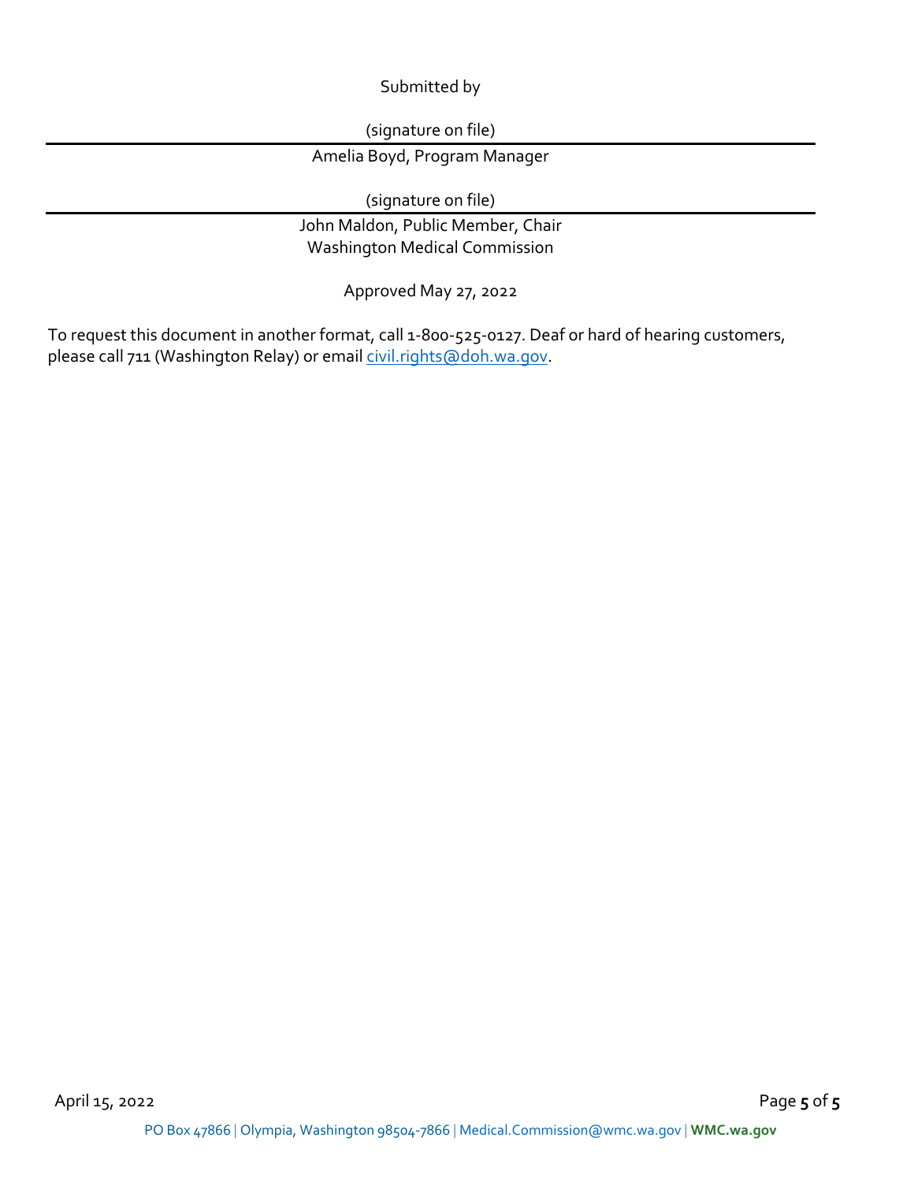Submitted by

(signature on file)

---

Amelia Boyd, Program Manager

(signature on file)

---

John Maldon, Public Member, Chair
Washington Medical Commission

Approved May 27, 2022

To request this document in another format, call 1-800-525-0127. Deaf or hard of hearing customers, please call 711 (Washington Relay) or email civil.rights@doh.wa.gov.